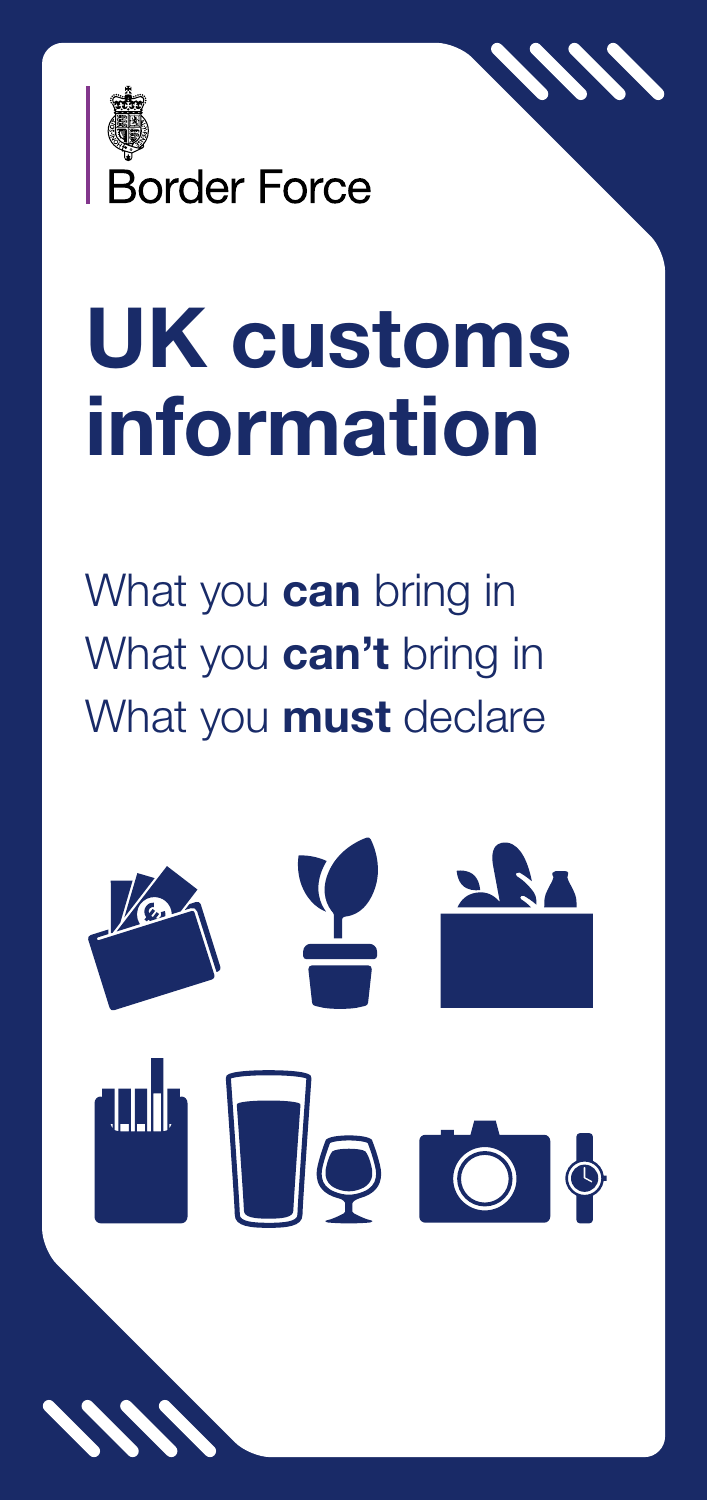Border Force

# UK customs information

What you **can** bring in
What you **can't** bring in
What you **must** declare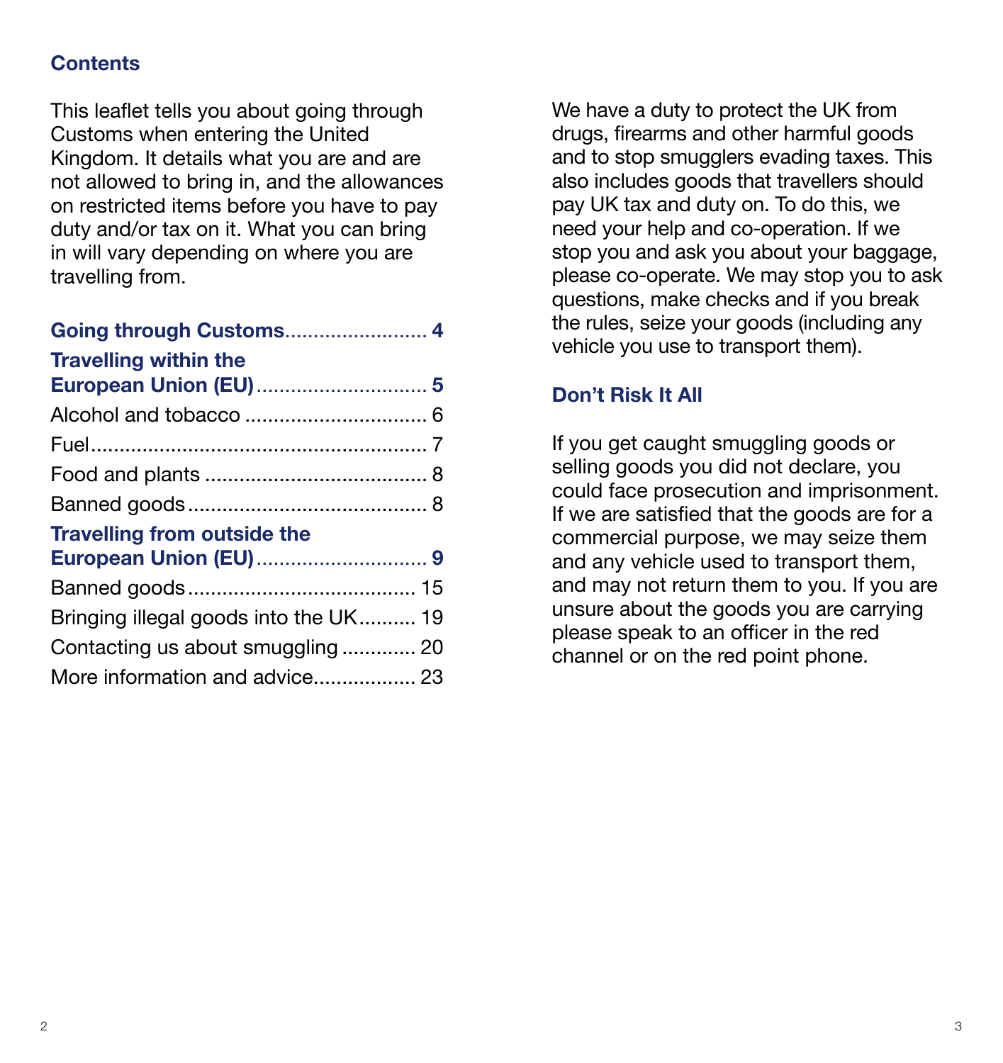## Contents

This leaflet tells you about going through Customs when entering the United Kingdom. It details what you are and are not allowed to bring in, and the allowances on restricted items before you have to pay duty and/or tax on it. What you can bring in will vary depending on where you are travelling from.

**Going through Customs** .......................... **4**

**Travelling within the European Union (EU)** .............................. **5**

Alcohol and tobacco ................................ 6

Fuel ........................................................... 7

Food and plants ....................................... 8

Banned goods .......................................... 8

**Travelling from outside the European Union (EU)** .............................. **9**

Banned goods ........................................ 15

Bringing illegal goods into the UK .......... 19

Contacting us about smuggling ............. 20

More information and advice .................. 23

We have a duty to protect the UK from drugs, firearms and other harmful goods and to stop smugglers evading taxes. This also includes goods that travellers should pay UK tax and duty on. To do this, we need your help and co-operation. If we stop you and ask you about your baggage, please co-operate. We may stop you to ask questions, make checks and if you break the rules, seize your goods (including any vehicle you use to transport them).

### Don't Risk It All

If you get caught smuggling goods or selling goods you did not declare, you could face prosecution and imprisonment. If we are satisfied that the goods are for a commercial purpose, we may seize them and any vehicle used to transport them, and may not return them to you. If you are unsure about the goods you are carrying please speak to an officer in the red channel or on the red point phone.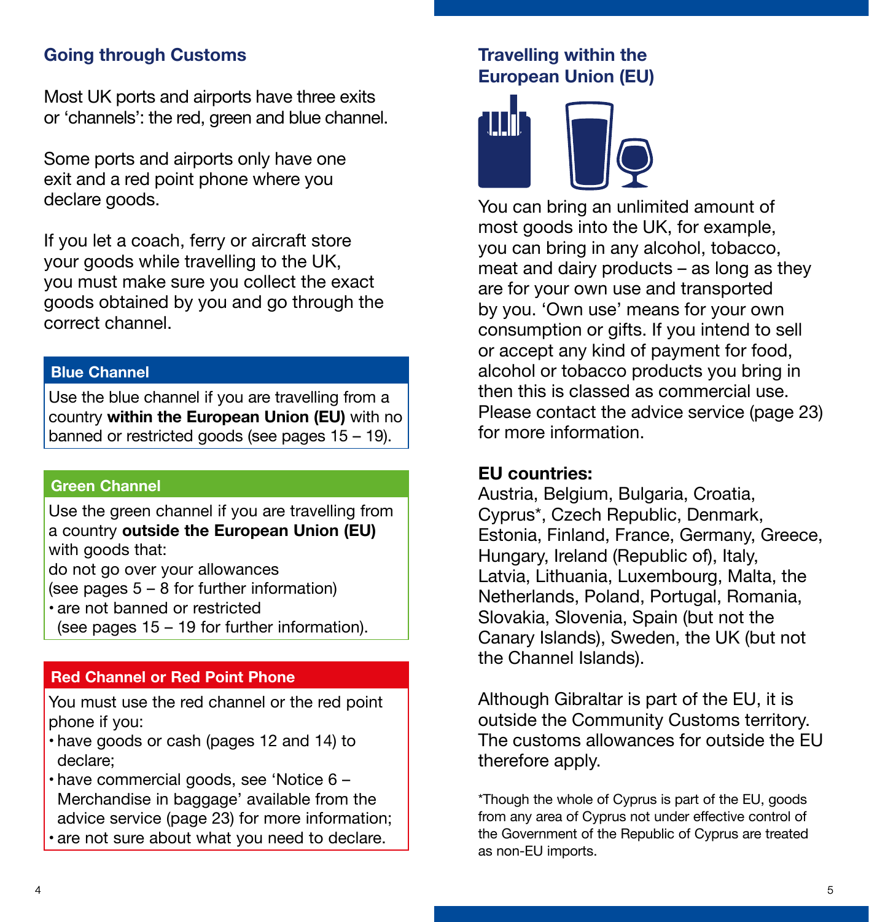## Going through Customs

Most UK ports and airports have three exits or 'channels': the red, green and blue channel.

Some ports and airports only have one exit and a red point phone where you declare goods.

If you let a coach, ferry or aircraft store your goods while travelling to the UK, you must make sure you collect the exact goods obtained by you and go through the correct channel.

### Blue Channel

Use the blue channel if you are travelling from a country **within the European Union (EU)** with no banned or restricted goods (see pages 15 – 19).

### Green Channel

Use the green channel if you are travelling from a country **outside the European Union (EU)** with goods that:

do not go over your allowances (see pages 5 – 8 for further information)

- are not banned or restricted (see pages 15 – 19 for further information).

### Red Channel or Red Point Phone

You must use the red channel or the red point phone if you:

- have goods or cash (pages 12 and 14) to declare;
- have commercial goods, see 'Notice 6 – Merchandise in baggage' available from the advice service (page 23) for more information;
- are not sure about what you need to declare.

## Travelling within the European Union (EU)

You can bring an unlimited amount of most goods into the UK, for example, you can bring in any alcohol, tobacco, meat and dairy products – as long as they are for your own use and transported by you. 'Own use' means for your own consumption or gifts. If you intend to sell or accept any kind of payment for food, alcohol or tobacco products you bring in then this is classed as commercial use. Please contact the advice service (page 23) for more information.

**EU countries:**
Austria, Belgium, Bulgaria, Croatia, Cyprus*, Czech Republic, Denmark, Estonia, Finland, France, Germany, Greece, Hungary, Ireland (Republic of), Italy, Latvia, Lithuania, Luxembourg, Malta, the Netherlands, Poland, Portugal, Romania, Slovakia, Slovenia, Spain (but not the Canary Islands), Sweden, the UK (but not the Channel Islands).

Although Gibraltar is part of the EU, it is outside the Community Customs territory. The customs allowances for outside the EU therefore apply.

*Though the whole of Cyprus is part of the EU, goods from any area of Cyprus not under effective control of the Government of the Republic of Cyprus are treated as non-EU imports.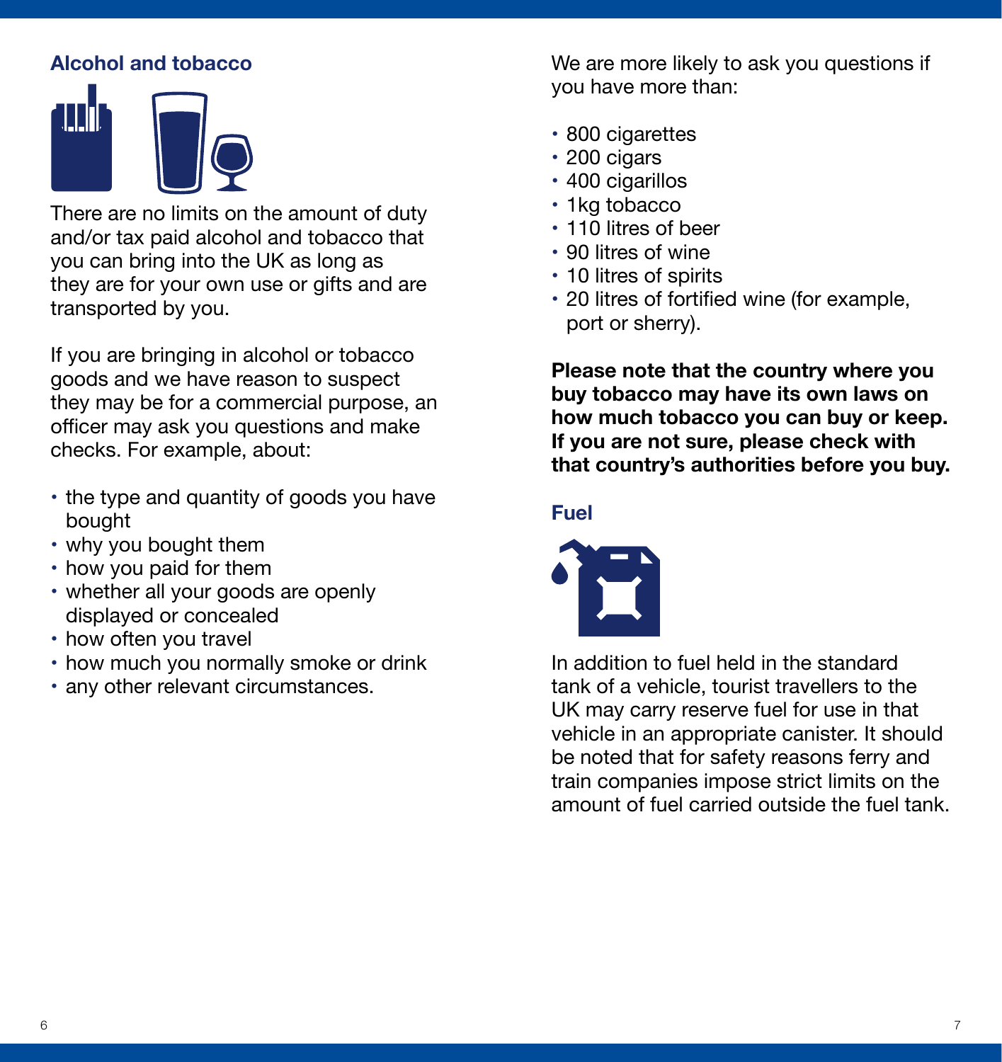## Alcohol and tobacco

There are no limits on the amount of duty and/or tax paid alcohol and tobacco that you can bring into the UK as long as they are for your own use or gifts and are transported by you.

If you are bringing in alcohol or tobacco goods and we have reason to suspect they may be for a commercial purpose, an officer may ask you questions and make checks. For example, about:

- the type and quantity of goods you have bought
- why you bought them
- how you paid for them
- whether all your goods are openly displayed or concealed
- how often you travel
- how much you normally smoke or drink
- any other relevant circumstances.

We are more likely to ask you questions if you have more than:

- 800 cigarettes
- 200 cigars
- 400 cigarillos
- 1kg tobacco
- 110 litres of beer
- 90 litres of wine
- 10 litres of spirits
- 20 litres of fortified wine (for example, port or sherry).

**Please note that the country where you buy tobacco may have its own laws on how much tobacco you can buy or keep. If you are not sure, please check with that country's authorities before you buy.**

## Fuel

In addition to fuel held in the standard tank of a vehicle, tourist travellers to the UK may carry reserve fuel for use in that vehicle in an appropriate canister. It should be noted that for safety reasons ferry and train companies impose strict limits on the amount of fuel carried outside the fuel tank.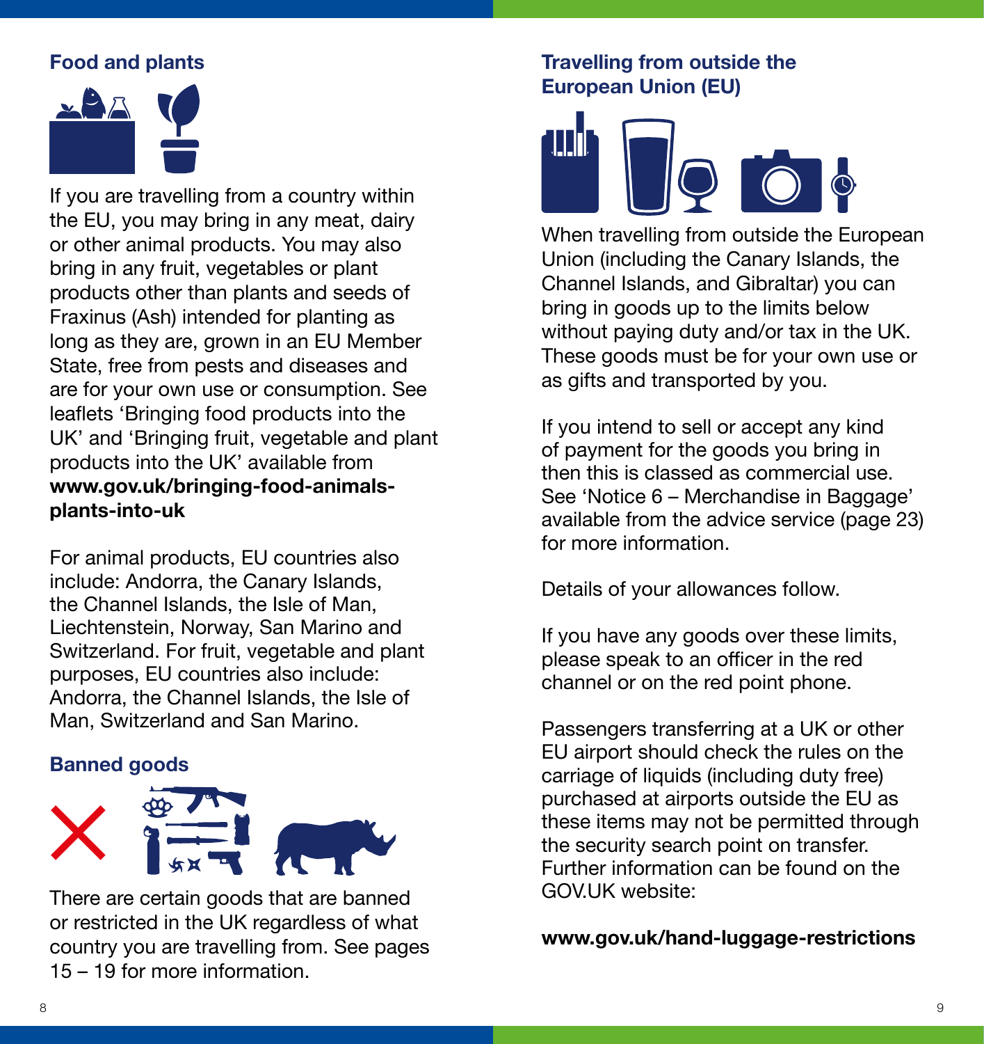## Food and plants

If you are travelling from a country within the EU, you may bring in any meat, dairy or other animal products. You may also bring in any fruit, vegetables or plant products other than plants and seeds of Fraxinus (Ash) intended for planting as long as they are, grown in an EU Member State, free from pests and diseases and are for your own use or consumption. See leaflets 'Bringing food products into the UK' and 'Bringing fruit, vegetable and plant products into the UK' available from **www.gov.uk/bringing-food-animals-plants-into-uk**

For animal products, EU countries also include: Andorra, the Canary Islands, the Channel Islands, the Isle of Man, Liechtenstein, Norway, San Marino and Switzerland. For fruit, vegetable and plant purposes, EU countries also include: Andorra, the Channel Islands, the Isle of Man, Switzerland and San Marino.

## Banned goods

There are certain goods that are banned or restricted in the UK regardless of what country you are travelling from. See pages 15 – 19 for more information.

## Travelling from outside the European Union (EU)

When travelling from outside the European Union (including the Canary Islands, the Channel Islands, and Gibraltar) you can bring in goods up to the limits below without paying duty and/or tax in the UK. These goods must be for your own use or as gifts and transported by you.

If you intend to sell or accept any kind of payment for the goods you bring in then this is classed as commercial use. See 'Notice 6 – Merchandise in Baggage' available from the advice service (page 23) for more information.

Details of your allowances follow.

If you have any goods over these limits, please speak to an officer in the red channel or on the red point phone.

Passengers transferring at a UK or other EU airport should check the rules on the carriage of liquids (including duty free) purchased at airports outside the EU as these items may not be permitted through the security search point on transfer. Further information can be found on the GOV.UK website:

**www.gov.uk/hand-luggage-restrictions**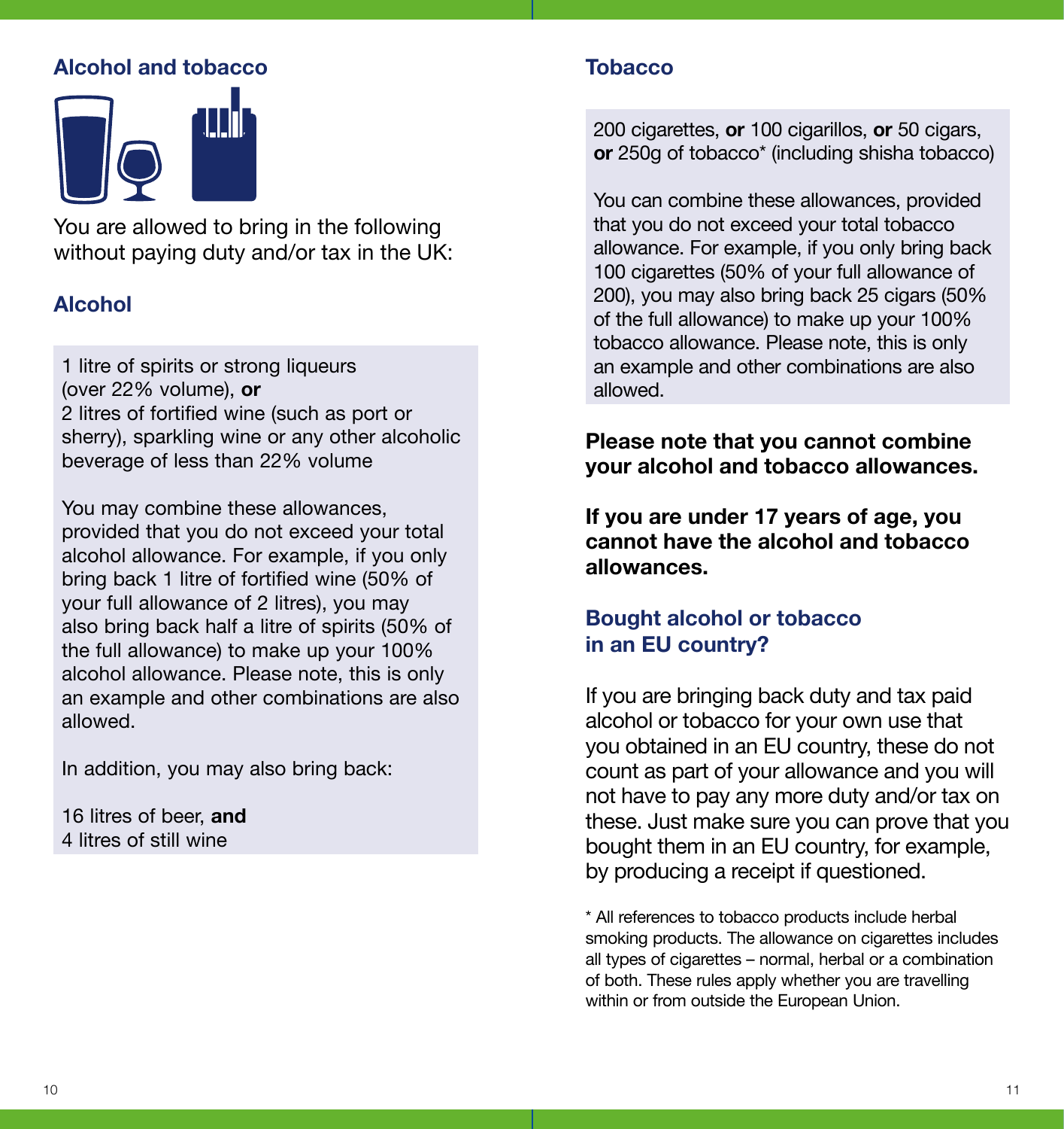## Alcohol and tobacco

You are allowed to bring in the following without paying duty and/or tax in the UK:

### Alcohol

1 litre of spirits or strong liqueurs (over 22% volume), **or**
2 litres of fortified wine (such as port or sherry), sparkling wine or any other alcoholic beverage of less than 22% volume

You may combine these allowances, provided that you do not exceed your total alcohol allowance. For example, if you only bring back 1 litre of fortified wine (50% of your full allowance of 2 litres), you may also bring back half a litre of spirits (50% of the full allowance) to make up your 100% alcohol allowance. Please note, this is only an example and other combinations are also allowed.

In addition, you may also bring back:

16 litres of beer, **and**
4 litres of still wine

### Tobacco

200 cigarettes, **or** 100 cigarillos, **or** 50 cigars, **or** 250g of tobacco* (including shisha tobacco)

You can combine these allowances, provided that you do not exceed your total tobacco allowance. For example, if you only bring back 100 cigarettes (50% of your full allowance of 200), you may also bring back 25 cigars (50% of the full allowance) to make up your 100% tobacco allowance. Please note, this is only an example and other combinations are also allowed.

**Please note that you cannot combine your alcohol and tobacco allowances.**

**If you are under 17 years of age, you cannot have the alcohol and tobacco allowances.**

### Bought alcohol or tobacco in an EU country?

If you are bringing back duty and tax paid alcohol or tobacco for your own use that you obtained in an EU country, these do not count as part of your allowance and you will not have to pay any more duty and/or tax on these. Just make sure you can prove that you bought them in an EU country, for example, by producing a receipt if questioned.

* All references to tobacco products include herbal smoking products. The allowance on cigarettes includes all types of cigarettes – normal, herbal or a combination of both. These rules apply whether you are travelling within or from outside the European Union.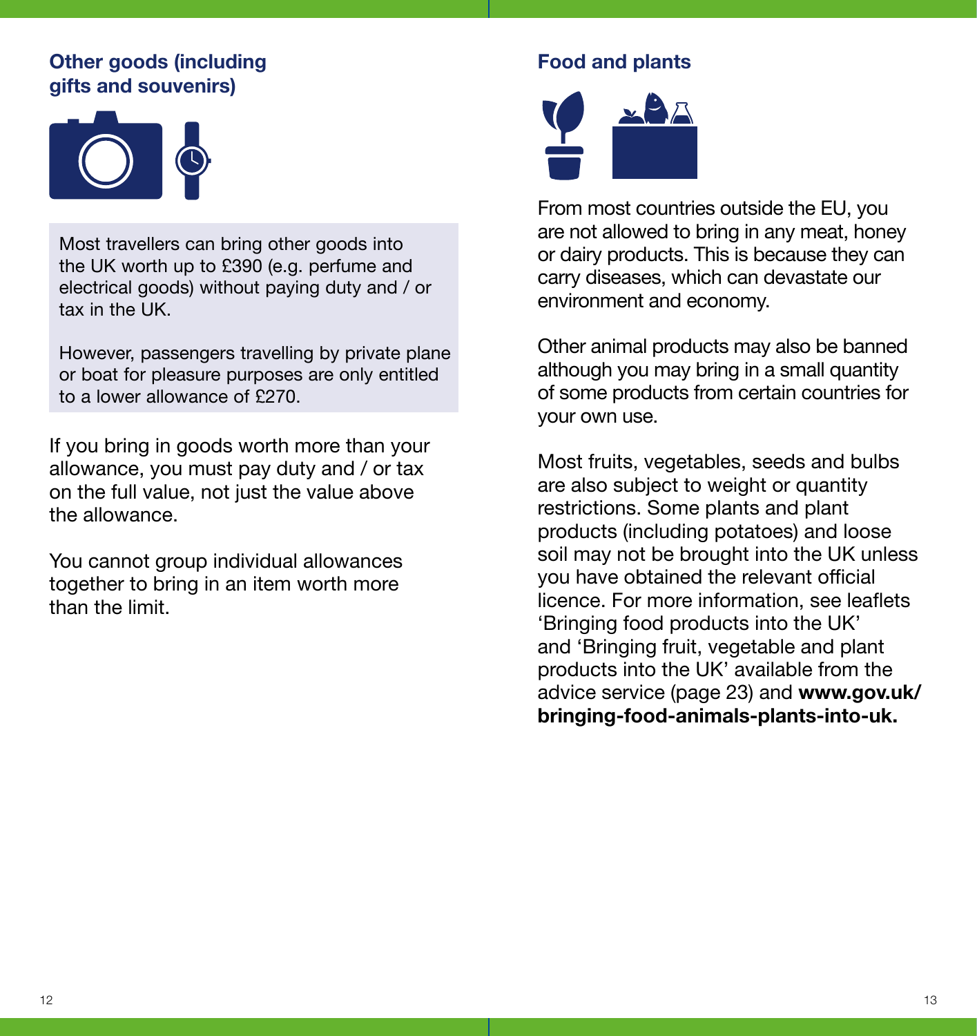## Other goods (including gifts and souvenirs)

Most travellers can bring other goods into the UK worth up to £390 (e.g. perfume and electrical goods) without paying duty and / or tax in the UK.

However, passengers travelling by private plane or boat for pleasure purposes are only entitled to a lower allowance of £270.

If you bring in goods worth more than your allowance, you must pay duty and / or tax on the full value, not just the value above the allowance.

You cannot group individual allowances together to bring in an item worth more than the limit.

## Food and plants

From most countries outside the EU, you are not allowed to bring in any meat, honey or dairy products. This is because they can carry diseases, which can devastate our environment and economy.

Other animal products may also be banned although you may bring in a small quantity of some products from certain countries for your own use.

Most fruits, vegetables, seeds and bulbs are also subject to weight or quantity restrictions. Some plants and plant products (including potatoes) and loose soil may not be brought into the UK unless you have obtained the relevant official licence. For more information, see leaflets 'Bringing food products into the UK' and 'Bringing fruit, vegetable and plant products into the UK' available from the advice service (page 23) and **www.gov.uk/bringing-food-animals-plants-into-uk.**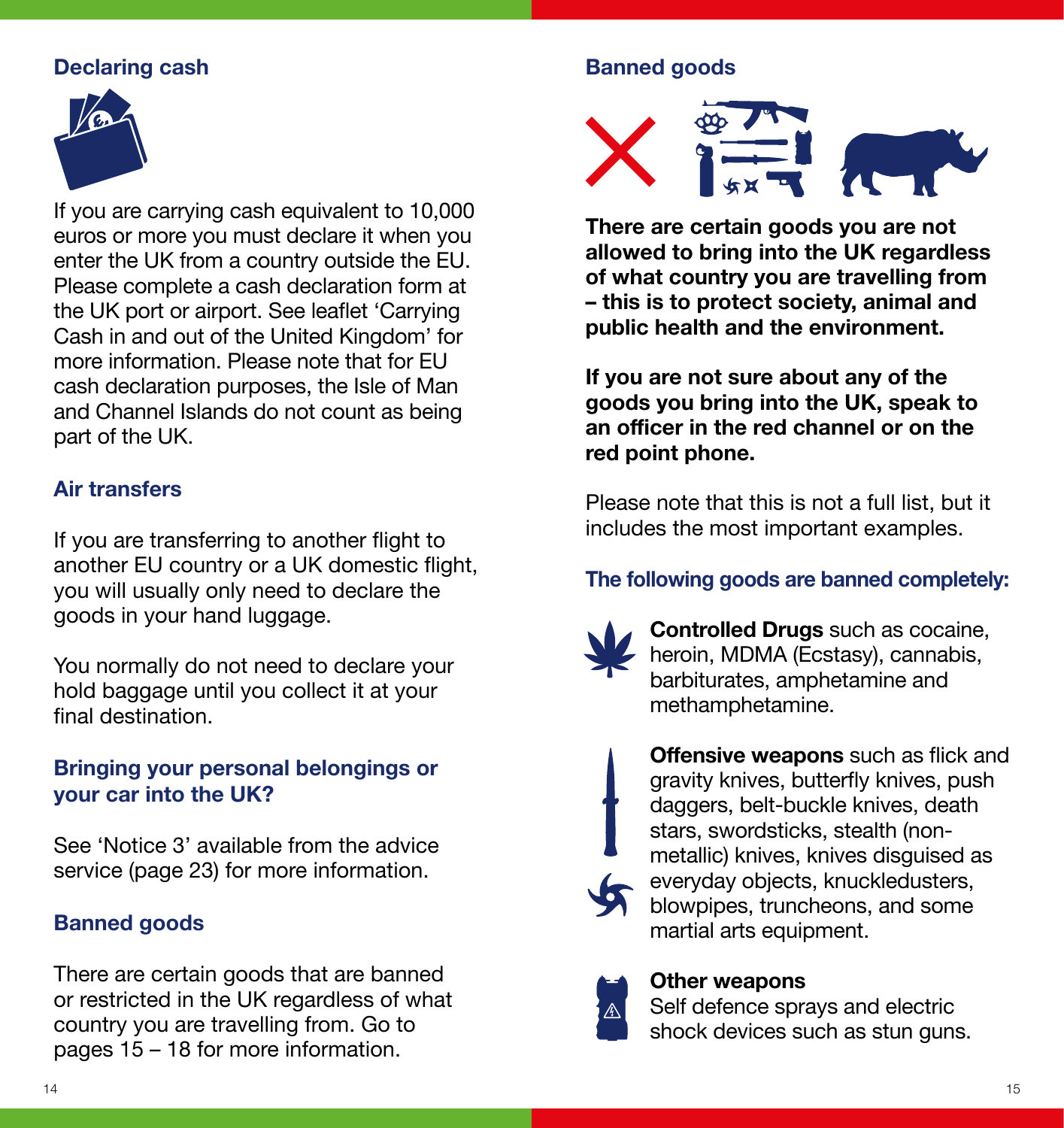## Declaring cash

If you are carrying cash equivalent to 10,000 euros or more you must declare it when you enter the UK from a country outside the EU. Please complete a cash declaration form at the UK port or airport. See leaflet 'Carrying Cash in and out of the United Kingdom' for more information. Please note that for EU cash declaration purposes, the Isle of Man and Channel Islands do not count as being part of the UK.

## Air transfers

If you are transferring to another flight to another EU country or a UK domestic flight, you will usually only need to declare the goods in your hand luggage.

You normally do not need to declare your hold baggage until you collect it at your final destination.

## Bringing your personal belongings or your car into the UK?

See 'Notice 3' available from the advice service (page 23) for more information.

## Banned goods

There are certain goods that are banned or restricted in the UK regardless of what country you are travelling from. Go to pages 15 – 18 for more information.

## Banned goods

**There are certain goods you are not allowed to bring into the UK regardless of what country you are travelling from – this is to protect society, animal and public health and the environment.**

**If you are not sure about any of the goods you bring into the UK, speak to an officer in the red channel or on the red point phone.**

Please note that this is not a full list, but it includes the most important examples.

### The following goods are banned completely:

**Controlled Drugs** such as cocaine, heroin, MDMA (Ecstasy), cannabis, barbiturates, amphetamine and methamphetamine.

**Offensive weapons** such as flick and gravity knives, butterfly knives, push daggers, belt-buckle knives, death stars, swordsticks, stealth (non-metallic) knives, knives disguised as everyday objects, knuckledusters, blowpipes, truncheons, and some martial arts equipment.

**Other weapons**
Self defence sprays and electric shock devices such as stun guns.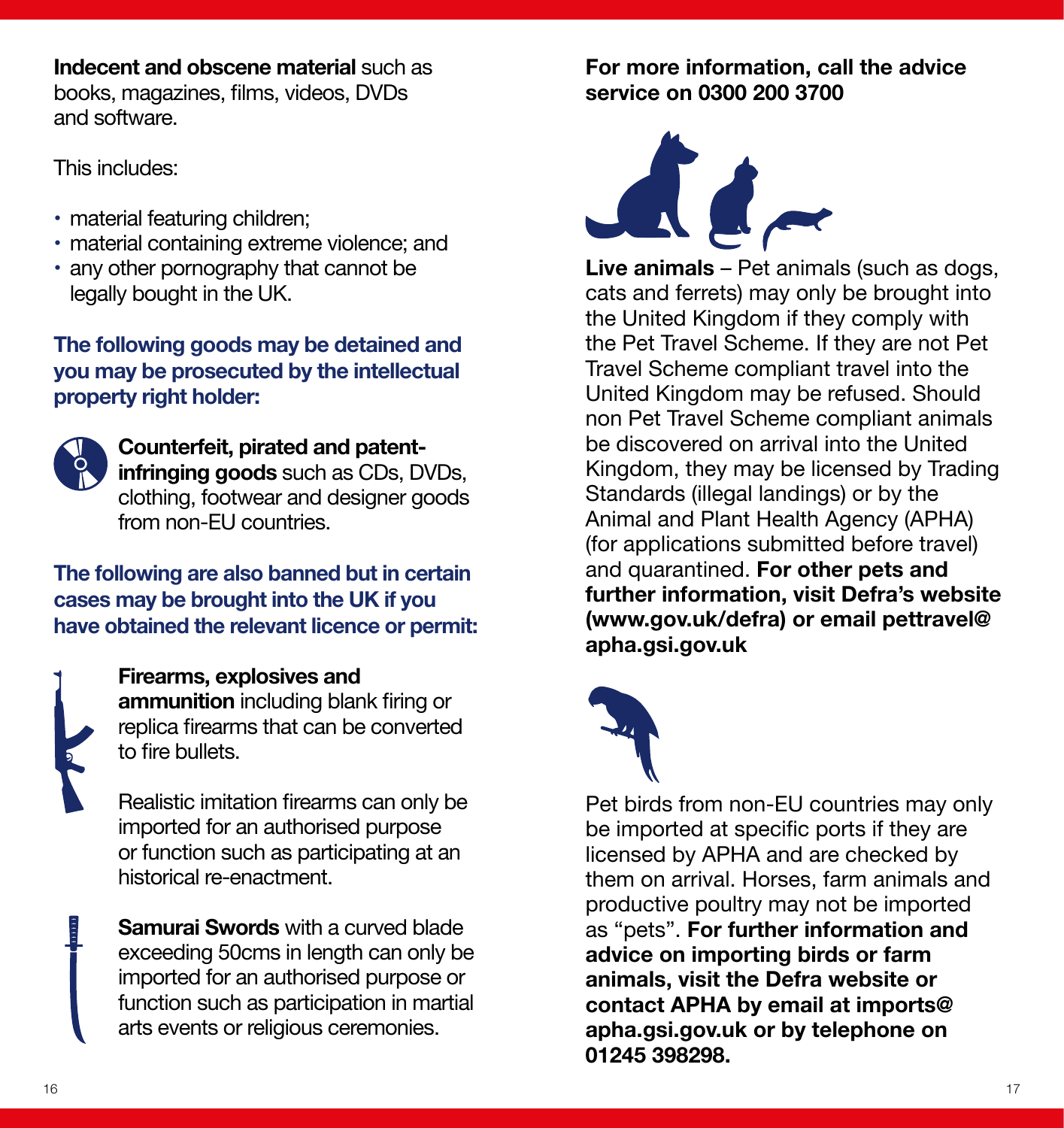**Indecent and obscene material** such as books, magazines, films, videos, DVDs and software.

This includes:

- material featuring children;
- material containing extreme violence; and
- any other pornography that cannot be legally bought in the UK.

### The following goods may be detained and you may be prosecuted by the intellectual property right holder:

**Counterfeit, pirated and patent-infringing goods** such as CDs, DVDs, clothing, footwear and designer goods from non-EU countries.

### The following are also banned but in certain cases may be brought into the UK if you have obtained the relevant licence or permit:

**Firearms, explosives and ammunition** including blank firing or replica firearms that can be converted to fire bullets.

Realistic imitation firearms can only be imported for an authorised purpose or function such as participating at an historical re-enactment.

**Samurai Swords** with a curved blade exceeding 50cms in length can only be imported for an authorised purpose or function such as participation in martial arts events or religious ceremonies.

**For more information, call the advice service on 0300 200 3700**

**Live animals** – Pet animals (such as dogs, cats and ferrets) may only be brought into the United Kingdom if they comply with the Pet Travel Scheme. If they are not Pet Travel Scheme compliant travel into the United Kingdom may be refused. Should non Pet Travel Scheme compliant animals be discovered on arrival into the United Kingdom, they may be licensed by Trading Standards (illegal landings) or by the Animal and Plant Health Agency (APHA) (for applications submitted before travel) and quarantined. **For other pets and further information, visit Defra's website (www.gov.uk/defra) or email pettravel@apha.gsi.gov.uk**

Pet birds from non-EU countries may only be imported at specific ports if they are licensed by APHA and are checked by them on arrival. Horses, farm animals and productive poultry may not be imported as "pets". **For further information and advice on importing birds or farm animals, visit the Defra website or contact APHA by email at imports@apha.gsi.gov.uk or by telephone on 01245 398298.**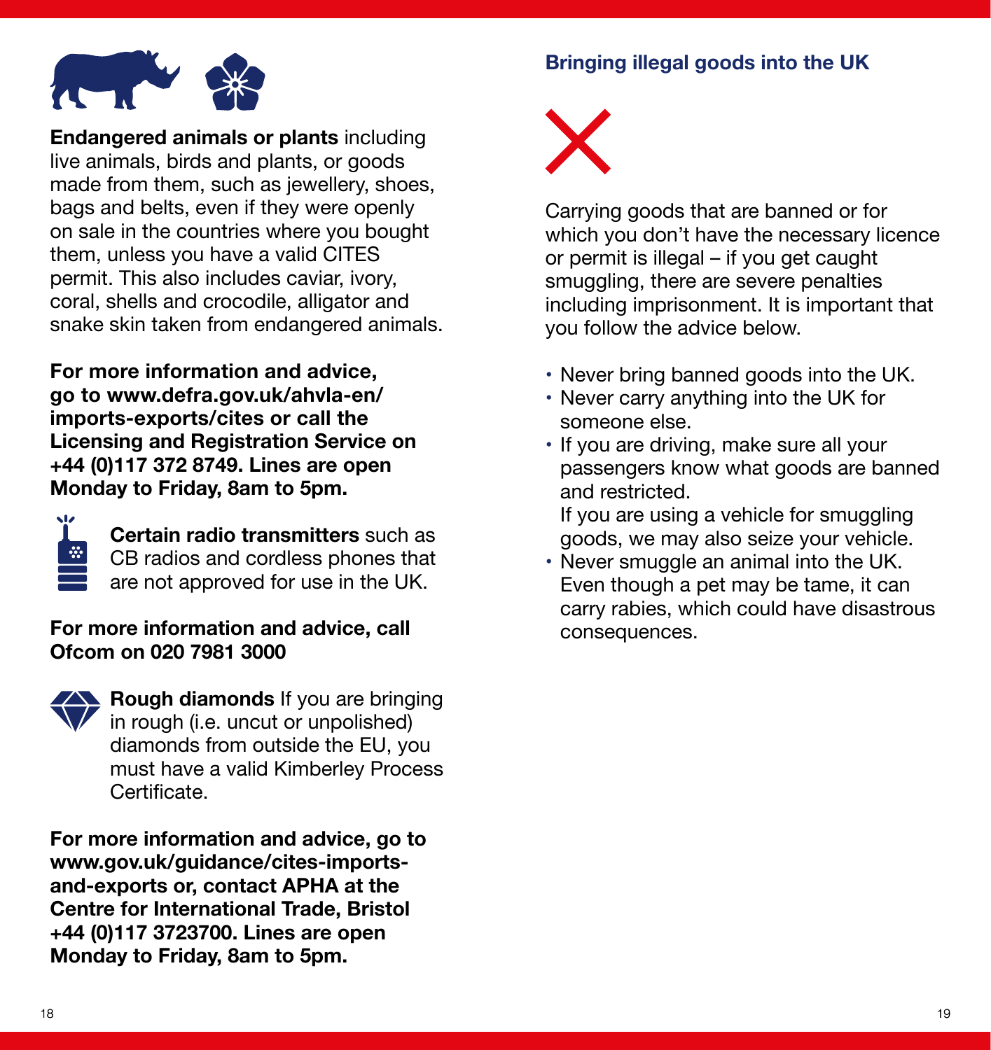**Endangered animals or plants** including live animals, birds and plants, or goods made from them, such as jewellery, shoes, bags and belts, even if they were openly on sale in the countries where you bought them, unless you have a valid CITES permit. This also includes caviar, ivory, coral, shells and crocodile, alligator and snake skin taken from endangered animals.

**For more information and advice, go to www.defra.gov.uk/ahvla-en/imports-exports/cites or call the Licensing and Registration Service on +44 (0)117 372 8749. Lines are open Monday to Friday, 8am to 5pm.**

**Certain radio transmitters** such as CB radios and cordless phones that are not approved for use in the UK.

**For more information and advice, call Ofcom on 020 7981 3000**

**Rough diamonds** If you are bringing in rough (i.e. uncut or unpolished) diamonds from outside the EU, you must have a valid Kimberley Process Certificate.

**For more information and advice, go to www.gov.uk/guidance/cites-imports-and-exports or, contact APHA at the Centre for International Trade, Bristol +44 (0)117 3723700. Lines are open Monday to Friday, 8am to 5pm.**

## Bringing illegal goods into the UK

Carrying goods that are banned or for which you don't have the necessary licence or permit is illegal – if you get caught smuggling, there are severe penalties including imprisonment. It is important that you follow the advice below.

- Never bring banned goods into the UK.
- Never carry anything into the UK for someone else.
- If you are driving, make sure all your passengers know what goods are banned and restricted.
  If you are using a vehicle for smuggling goods, we may also seize your vehicle.
- Never smuggle an animal into the UK. Even though a pet may be tame, it can carry rabies, which could have disastrous consequences.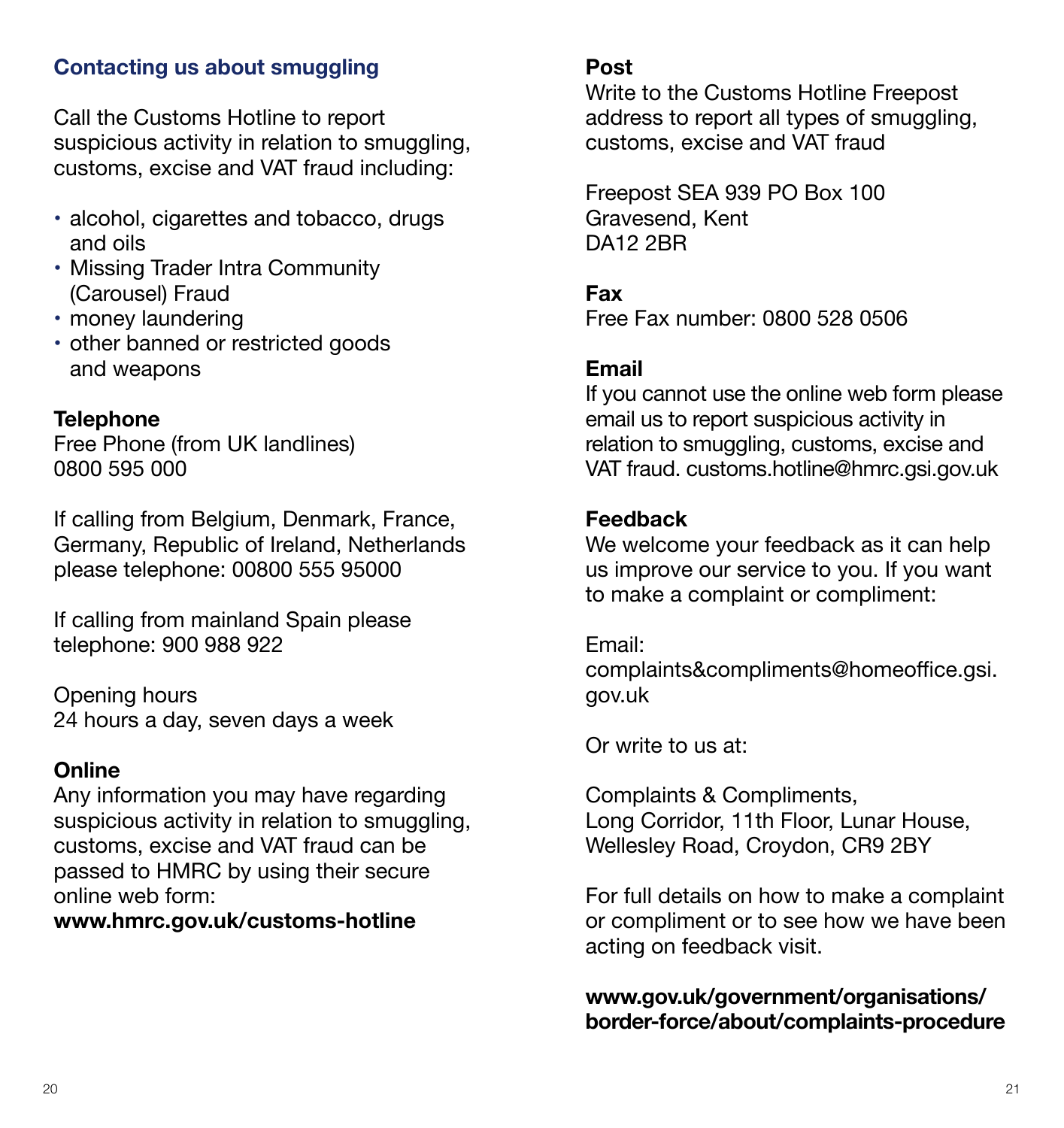## Contacting us about smuggling

Call the Customs Hotline to report suspicious activity in relation to smuggling, customs, excise and VAT fraud including:

- alcohol, cigarettes and tobacco, drugs and oils
- Missing Trader Intra Community (Carousel) Fraud
- money laundering
- other banned or restricted goods and weapons

**Telephone**
Free Phone (from UK landlines)
0800 595 000

If calling from Belgium, Denmark, France, Germany, Republic of Ireland, Netherlands please telephone: 00800 555 95000

If calling from mainland Spain please telephone: 900 988 922

Opening hours
24 hours a day, seven days a week

**Online**
Any information you may have regarding suspicious activity in relation to smuggling, customs, excise and VAT fraud can be passed to HMRC by using their secure online web form:
**www.hmrc.gov.uk/customs-hotline**

**Post**
Write to the Customs Hotline Freepost address to report all types of smuggling, customs, excise and VAT fraud

Freepost SEA 939 PO Box 100
Gravesend, Kent
DA12 2BR

**Fax**
Free Fax number: 0800 528 0506

**Email**
If you cannot use the online web form please email us to report suspicious activity in relation to smuggling, customs, excise and VAT fraud. customs.hotline@hmrc.gsi.gov.uk

**Feedback**
We welcome your feedback as it can help us improve our service to you. If you want to make a complaint or compliment:

Email:
complaints&compliments@homeoffice.gsi.gov.uk

Or write to us at:

Complaints & Compliments,
Long Corridor, 11th Floor, Lunar House,
Wellesley Road, Croydon, CR9 2BY

For full details on how to make a complaint or compliment or to see how we have been acting on feedback visit.

**www.gov.uk/government/organisations/border-force/about/complaints-procedure**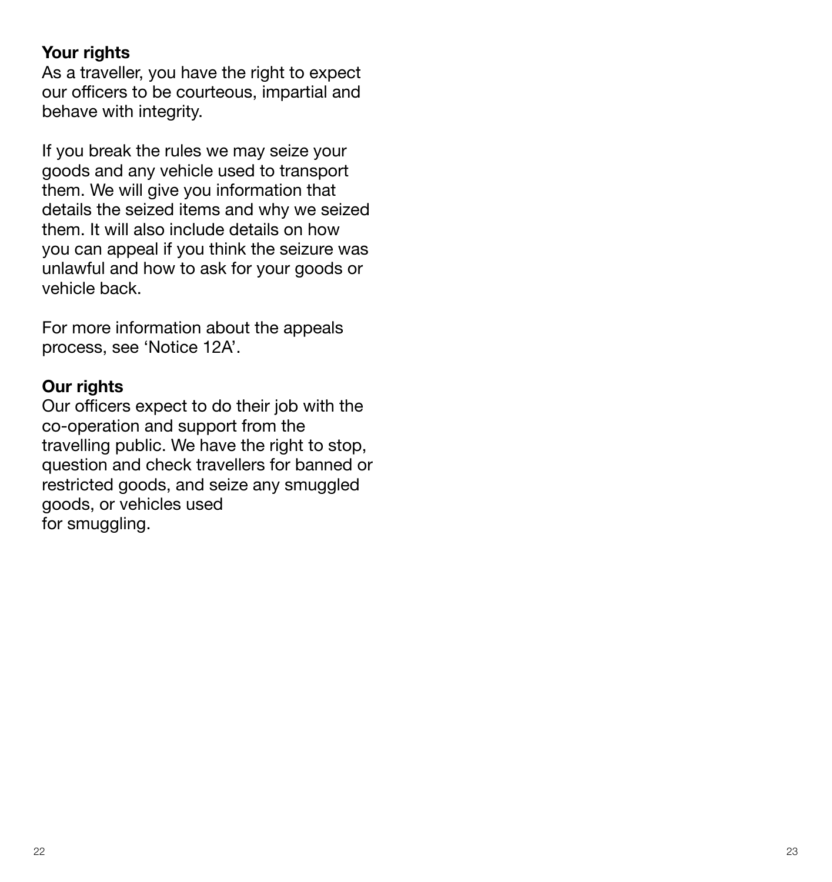**Your rights**

As a traveller, you have the right to expect our officers to be courteous, impartial and behave with integrity.

If you break the rules we may seize your goods and any vehicle used to transport them. We will give you information that details the seized items and why we seized them. It will also include details on how you can appeal if you think the seizure was unlawful and how to ask for your goods or vehicle back.

For more information about the appeals process, see 'Notice 12A'.

**Our rights**

Our officers expect to do their job with the co-operation and support from the travelling public. We have the right to stop, question and check travellers for banned or restricted goods, and seize any smuggled goods, or vehicles used for smuggling.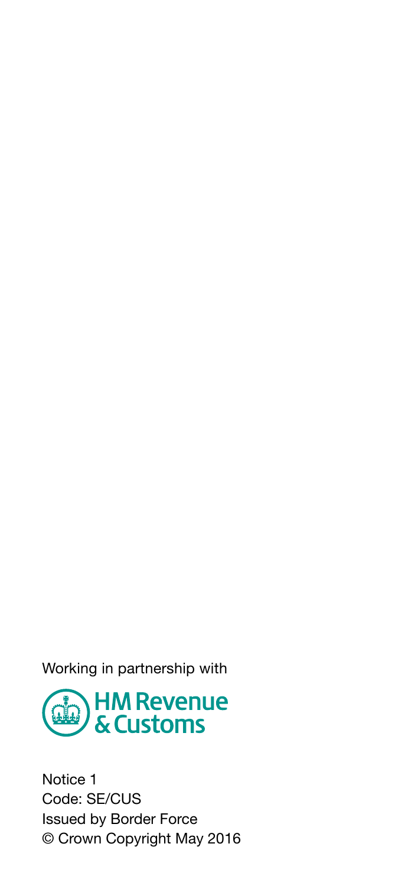Working in partnership with

HM Revenue & Customs

Notice 1
Code: SE/CUS
Issued by Border Force
© Crown Copyright May 2016